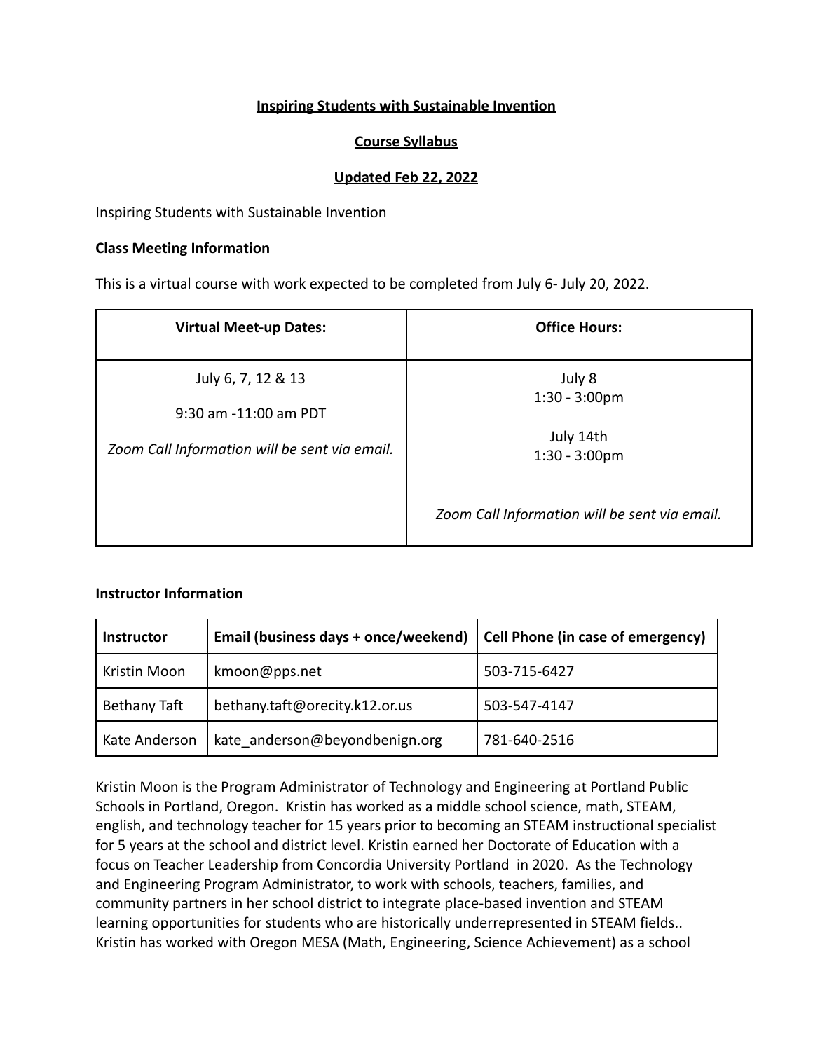**Inspiring Students with Sustainable Invention**

**Course Syllabus**

**Updated Feb 22, 2022**

Inspiring Students with Sustainable Invention

**Class Meeting Information**

This is a virtual course with work expected to be completed from July 6- July 20, 2022.

| Virtual Meet-up Dates: | Office Hours: |
| --- | --- |
| July 6, 7, 12 & 13<br><br>9:30 am -11:00 am PDT<br><br>*Zoom Call Information will be sent via email.* | July 8<br>1:30 - 3:00pm<br><br>July 14th<br>1:30 - 3:00pm<br><br>*Zoom Call Information will be sent via email.* |

**Instructor Information**

| Instructor | Email (business days + once/weekend) | Cell Phone (in case of emergency) |
| --- | --- | --- |
| Kristin Moon | kmoon@pps.net | 503-715-6427 |
| Bethany Taft | bethany.taft@orecity.k12.or.us | 503-547-4147 |
| Kate Anderson | kate_anderson@beyondbenign.org | 781-640-2516 |

Kristin Moon is the Program Administrator of Technology and Engineering at Portland Public Schools in Portland, Oregon. Kristin has worked as a middle school science, math, STEAM, english, and technology teacher for 15 years prior to becoming an STEAM instructional specialist for 5 years at the school and district level. Kristin earned her Doctorate of Education with a focus on Teacher Leadership from Concordia University Portland in 2020. As the Technology and Engineering Program Administrator, to work with schools, teachers, families, and community partners in her school district to integrate place-based invention and STEAM learning opportunities for students who are historically underrepresented in STEAM fields.. Kristin has worked with Oregon MESA (Math, Engineering, Science Achievement) as a school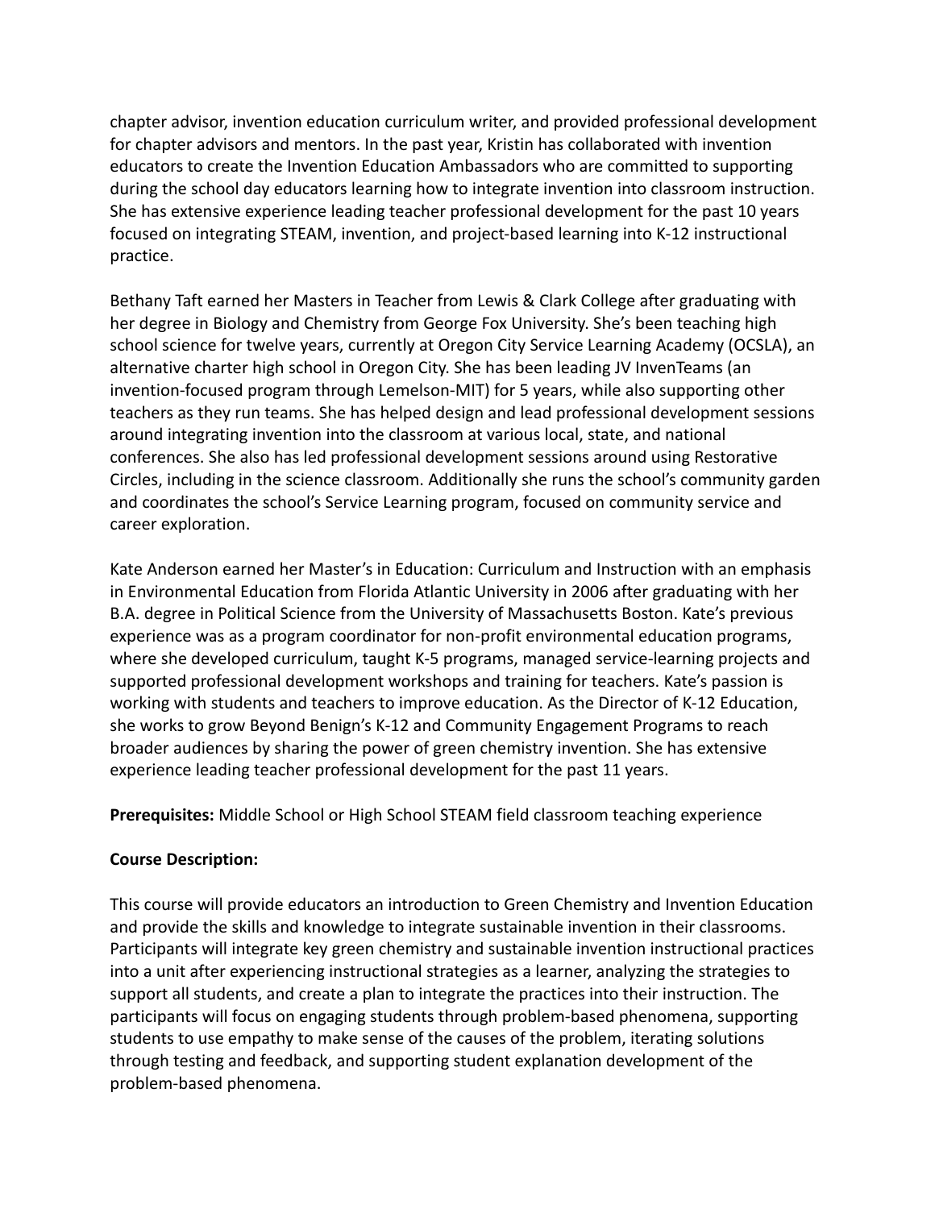chapter advisor, invention education curriculum writer, and provided professional development for chapter advisors and mentors. In the past year, Kristin has collaborated with invention educators to create the Invention Education Ambassadors who are committed to supporting during the school day educators learning how to integrate invention into classroom instruction. She has extensive experience leading teacher professional development for the past 10 years focused on integrating STEAM, invention, and project-based learning into K-12 instructional practice.

Bethany Taft earned her Masters in Teacher from Lewis & Clark College after graduating with her degree in Biology and Chemistry from George Fox University. She's been teaching high school science for twelve years, currently at Oregon City Service Learning Academy (OCSLA), an alternative charter high school in Oregon City. She has been leading JV InvenTeams (an invention-focused program through Lemelson-MIT) for 5 years, while also supporting other teachers as they run teams. She has helped design and lead professional development sessions around integrating invention into the classroom at various local, state, and national conferences. She also has led professional development sessions around using Restorative Circles, including in the science classroom. Additionally she runs the school's community garden and coordinates the school's Service Learning program, focused on community service and career exploration.

Kate Anderson earned her Master's in Education: Curriculum and Instruction with an emphasis in Environmental Education from Florida Atlantic University in 2006 after graduating with her B.A. degree in Political Science from the University of Massachusetts Boston. Kate's previous experience was as a program coordinator for non-profit environmental education programs, where she developed curriculum, taught K-5 programs, managed service-learning projects and supported professional development workshops and training for teachers. Kate's passion is working with students and teachers to improve education. As the Director of K-12 Education, she works to grow Beyond Benign's K-12 and Community Engagement Programs to reach broader audiences by sharing the power of green chemistry invention. She has extensive experience leading teacher professional development for the past 11 years.

**Prerequisites:** Middle School or High School STEAM field classroom teaching experience

**Course Description:**

This course will provide educators an introduction to Green Chemistry and Invention Education and provide the skills and knowledge to integrate sustainable invention in their classrooms. Participants will integrate key green chemistry and sustainable invention instructional practices into a unit after experiencing instructional strategies as a learner, analyzing the strategies to support all students, and create a plan to integrate the practices into their instruction. The participants will focus on engaging students through problem-based phenomena, supporting students to use empathy to make sense of the causes of the problem, iterating solutions through testing and feedback, and supporting student explanation development of the problem-based phenomena.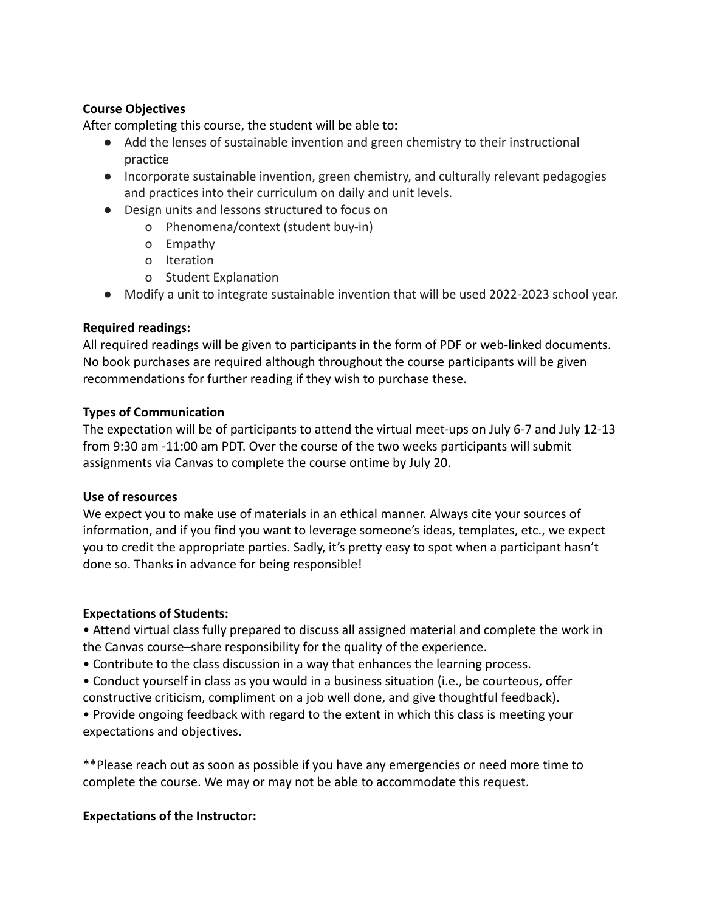**Course Objectives**

After completing this course, the student will be able to**:**

- Add the lenses of sustainable invention and green chemistry to their instructional practice
- Incorporate sustainable invention, green chemistry, and culturally relevant pedagogies and practices into their curriculum on daily and unit levels.
- Design units and lessons structured to focus on
    - o Phenomena/context (student buy-in)
    - o Empathy
    - o Iteration
    - o Student Explanation
- Modify a unit to integrate sustainable invention that will be used 2022-2023 school year.

**Required readings:**

All required readings will be given to participants in the form of PDF or web-linked documents. No book purchases are required although throughout the course participants will be given recommendations for further reading if they wish to purchase these.

**Types of Communication**

The expectation will be of participants to attend the virtual meet-ups on July 6-7 and July 12-13 from 9:30 am -11:00 am PDT. Over the course of the two weeks participants will submit assignments via Canvas to complete the course ontime by July 20.

**Use of resources**

We expect you to make use of materials in an ethical manner. Always cite your sources of information, and if you find you want to leverage someone's ideas, templates, etc., we expect you to credit the appropriate parties. Sadly, it's pretty easy to spot when a participant hasn't done so. Thanks in advance for being responsible!

**Expectations of Students:**

• Attend virtual class fully prepared to discuss all assigned material and complete the work in the Canvas course–share responsibility for the quality of the experience.

• Contribute to the class discussion in a way that enhances the learning process.

• Conduct yourself in class as you would in a business situation (i.e., be courteous, offer constructive criticism, compliment on a job well done, and give thoughtful feedback).

• Provide ongoing feedback with regard to the extent in which this class is meeting your expectations and objectives.

**Please reach out as soon as possible if you have any emergencies or need more time to complete the course. We may or may not be able to accommodate this request.

**Expectations of the Instructor:**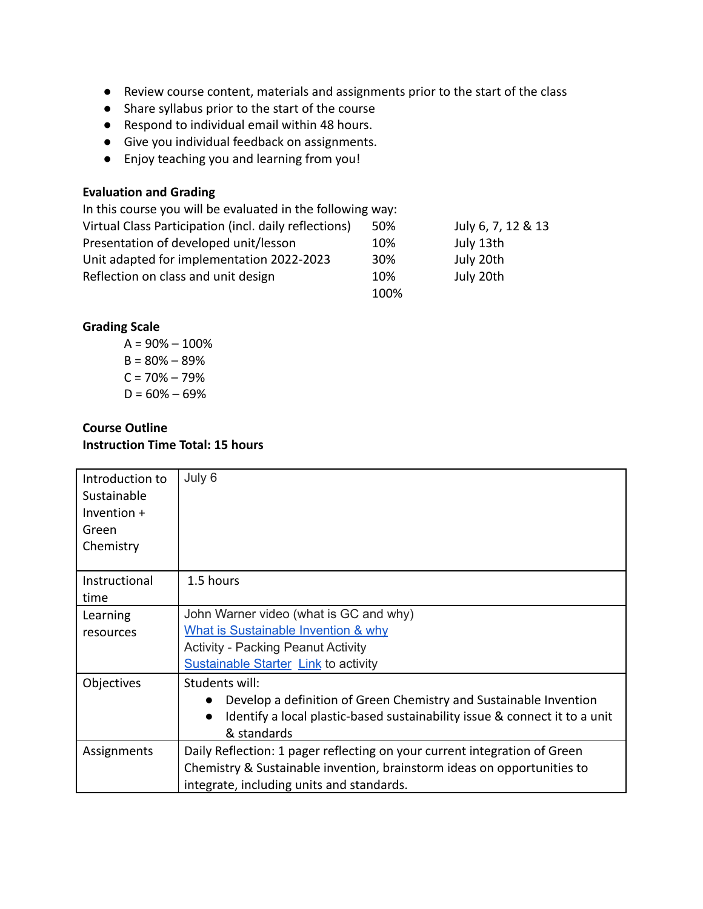- Review course content, materials and assignments prior to the start of the class
- Share syllabus prior to the start of the course
- Respond to individual email within 48 hours.
- Give you individual feedback on assignments.
- Enjoy teaching you and learning from you!

**Evaluation and Grading**

In this course you will be evaluated in the following way:

| | | |
|---|---|---|
| Virtual Class Participation (incl. daily reflections) | 50% | July 6, 7, 12 & 13 |
| Presentation of developed unit/lesson | 10% | July 13th |
| Unit adapted for implementation 2022-2023 | 30% | July 20th |
| Reflection on class and unit design | 10% | July 20th |
| | 100% | |

**Grading Scale**

A = 90% – 100%
B = 80% – 89%
C = 70% – 79%
D = 60% – 69%

**Course Outline**
**Instruction Time Total: 15 hours**

| Introduction to Sustainable Invention + Green Chemistry | July 6 |
|---|---|
| Instructional time | 1.5 hours |
| Learning resources | John Warner video (what is GC and why)<br>What is Sustainable Invention & why<br>Activity - Packing Peanut Activity<br>Sustainable Starter Link to activity |
| Objectives | Students will:<br>• Develop a definition of Green Chemistry and Sustainable Invention<br>• Identify a local plastic-based sustainability issue & connect it to a unit & standards |
| Assignments | Daily Reflection: 1 pager reflecting on your current integration of Green Chemistry & Sustainable invention, brainstorm ideas on opportunities to integrate, including units and standards. |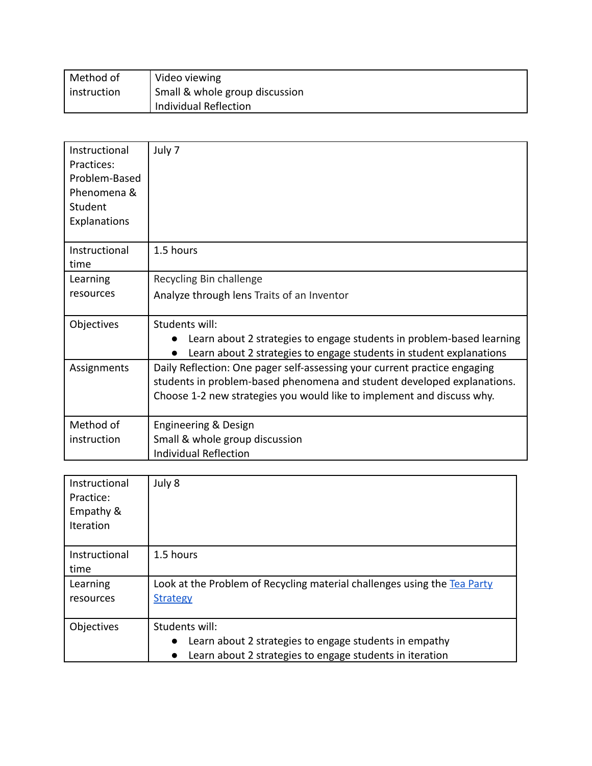| Method of instruction | Video viewing<br>Small & whole group discussion<br>Individual Reflection |
|---|---|

| Instructional Practices: Problem-Based Phenomena & Student Explanations | July 7 |
|---|---|
| Instructional time | 1.5 hours |
| Learning resources | Recycling Bin challenge<br>Analyze through lens Traits of an Inventor |
| Objectives | Students will:<br>● Learn about 2 strategies to engage students in problem-based learning<br>● Learn about 2 strategies to engage students in student explanations |
| Assignments | Daily Reflection: One pager self-assessing your current practice engaging students in problem-based phenomena and student developed explanations. Choose 1-2 new strategies you would like to implement and discuss why. |
| Method of instruction | Engineering & Design<br>Small & whole group discussion<br>Individual Reflection |

| Instructional Practice: Empathy & Iteration | July 8 |
|---|---|
| Instructional time | 1.5 hours |
| Learning resources | Look at the Problem of Recycling material challenges using the Tea Party Strategy |
| Objectives | Students will:<br>● Learn about 2 strategies to engage students in empathy<br>● Learn about 2 strategies to engage students in iteration |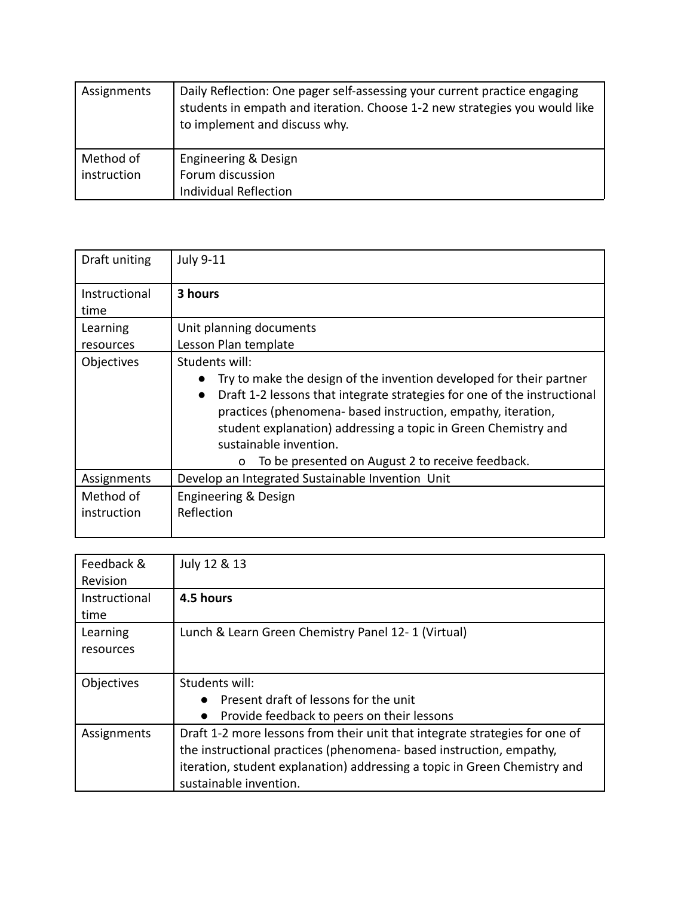| Assignments | Daily Reflection: One pager self-assessing your current practice engaging students in empath and iteration. Choose 1-2 new strategies you would like to implement and discuss why. |
|---|---|
| Method of instruction | Engineering & Design<br>Forum discussion<br>Individual Reflection |

| Draft uniting | July 9-11 |
|---|---|
| Instructional time | **3 hours** |
| Learning resources | Unit planning documents<br>Lesson Plan template |
| Objectives | Students will:<br>● Try to make the design of the invention developed for their partner<br>● Draft 1-2 lessons that integrate strategies for one of the instructional practices (phenomena- based instruction, empathy, iteration, student explanation) addressing a topic in Green Chemistry and sustainable invention.<br>o To be presented on August 2 to receive feedback. |
| Assignments | Develop an Integrated Sustainable Invention Unit |
| Method of instruction | Engineering & Design<br>Reflection |

| Feedback & Revision | July 12 & 13 |
|---|---|
| Instructional time | **4.5 hours** |
| Learning resources | Lunch & Learn Green Chemistry Panel 12- 1 (Virtual) |
| Objectives | Students will:<br>● Present draft of lessons for the unit<br>● Provide feedback to peers on their lessons |
| Assignments | Draft 1-2 more lessons from their unit that integrate strategies for one of the instructional practices (phenomena- based instruction, empathy, iteration, student explanation) addressing a topic in Green Chemistry and sustainable invention. |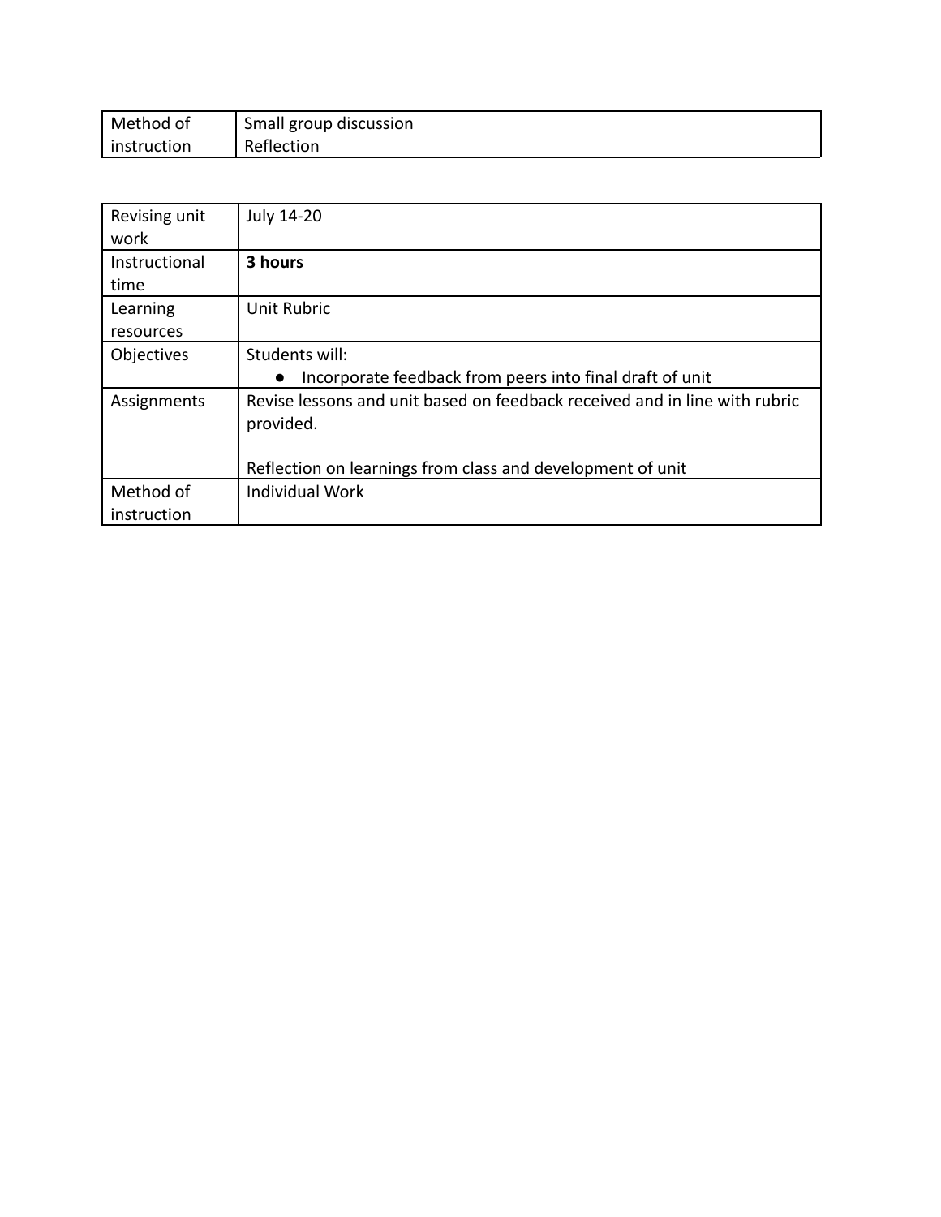| | |
|---|---|
| Method of instruction | Small group discussion<br>Reflection |

| | |
|---|---|
| Revising unit work | July 14-20 |
| Instructional time | **3 hours** |
| Learning resources | Unit Rubric |
| Objectives | Students will:<br>● Incorporate feedback from peers into final draft of unit |
| Assignments | Revise lessons and unit based on feedback received and in line with rubric provided.<br><br>Reflection on learnings from class and development of unit |
| Method of instruction | Individual Work |